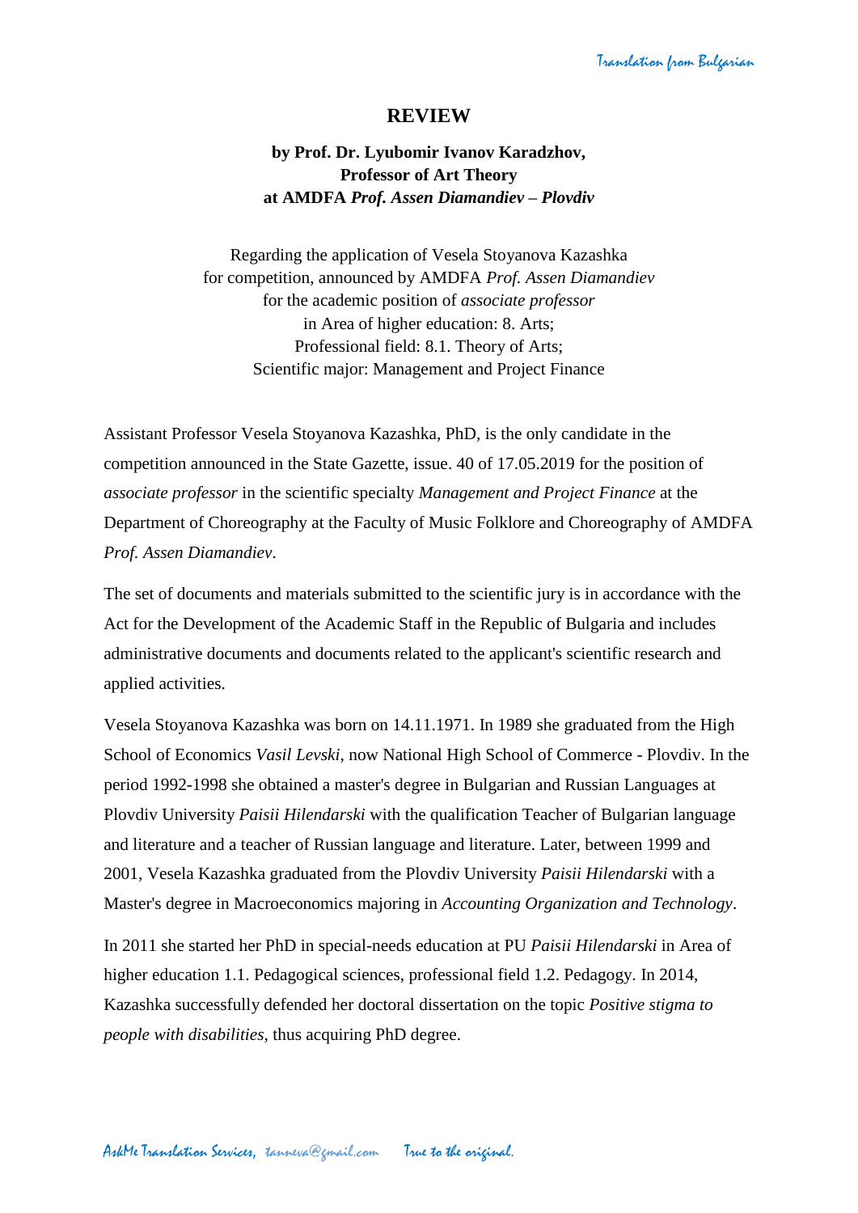# REVIEW

**by Prof. Dr. Lyubomir Ivanov Karadzhov,**
**Professor of Art Theory**
**at AMDFA *Prof. Assen Diamandiev – Plovdiv***

Regarding the application of Vesela Stoyanova Kazashka
for competition, announced by AMDFA *Prof. Assen Diamandiev*
for the academic position of *associate professor*
in Area of higher education: 8. Arts;
Professional field: 8.1. Theory of Arts;
Scientific major: Management and Project Finance

Assistant Professor Vesela Stoyanova Kazashka, PhD, is the only candidate in the competition announced in the State Gazette, issue. 40 of 17.05.2019 for the position of *associate professor* in the scientific specialty *Management and Project Finance* at the Department of Choreography at the Faculty of Music Folklore and Choreography of AMDFA *Prof. Assen Diamandiev*.

The set of documents and materials submitted to the scientific jury is in accordance with the Act for the Development of the Academic Staff in the Republic of Bulgaria and includes administrative documents and documents related to the applicant's scientific research and applied activities.

Vesela Stoyanova Kazashka was born on 14.11.1971. In 1989 she graduated from the High School of Economics *Vasil Levski*, now National High School of Commerce - Plovdiv. In the period 1992-1998 she obtained a master's degree in Bulgarian and Russian Languages at Plovdiv University *Paisii Hilendarski* with the qualification Teacher of Bulgarian language and literature and a teacher of Russian language and literature. Later, between 1999 and 2001, Vesela Kazashka graduated from the Plovdiv University *Paisii Hilendarski* with a Master's degree in Macroeconomics majoring in *Accounting Organization and Technology*.

In 2011 she started her PhD in special-needs education at PU *Paisii Hilendarski* in Area of higher education 1.1. Pedagogical sciences, professional field 1.2. Pedagogy. In 2014, Kazashka successfully defended her doctoral dissertation on the topic *Positive stigma to people with disabilities*, thus acquiring PhD degree.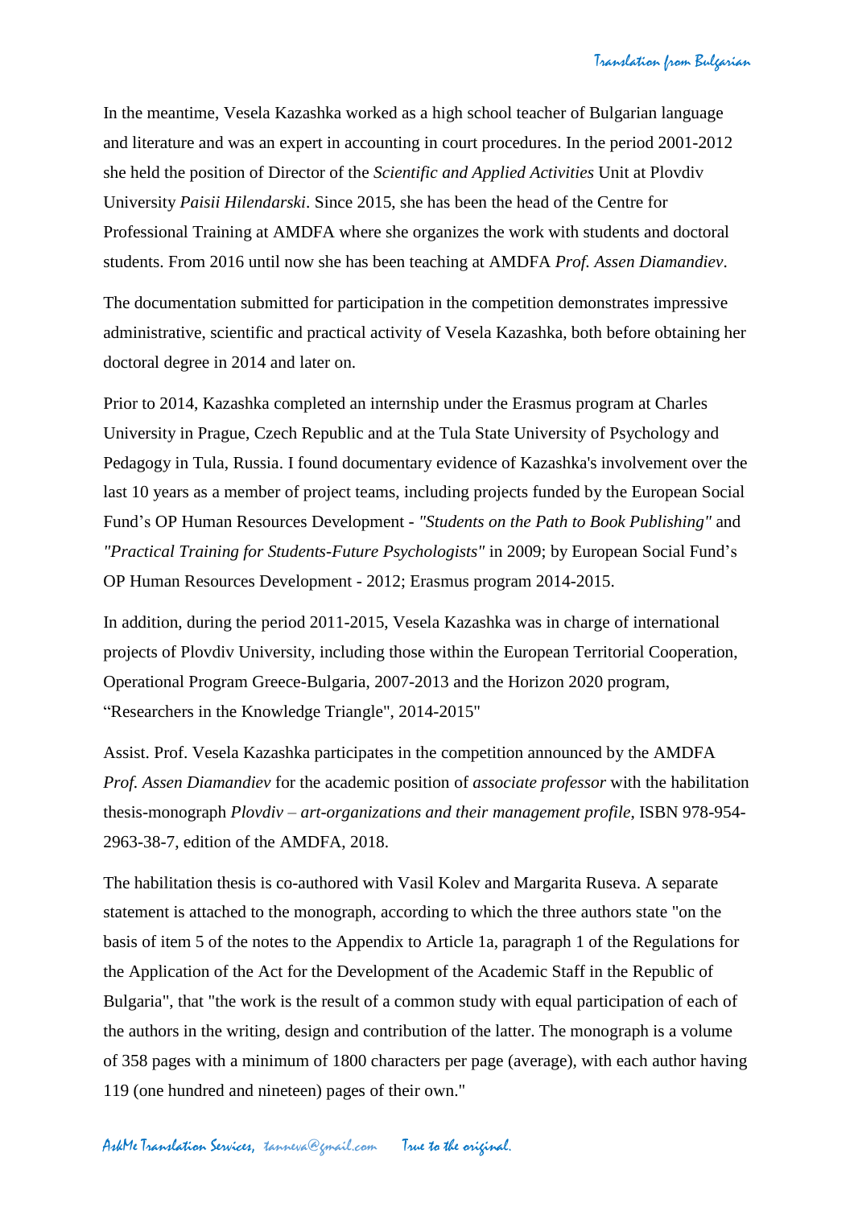In the meantime, Vesela Kazashka worked as a high school teacher of Bulgarian language and literature and was an expert in accounting in court procedures. In the period 2001-2012 she held the position of Director of the *Scientific and Applied Activities* Unit at Plovdiv University *Paisii Hilendarski*. Since 2015, she has been the head of the Centre for Professional Training at AMDFA where she organizes the work with students and doctoral students. From 2016 until now she has been teaching at AMDFA *Prof. Assen Diamandiev*.

The documentation submitted for participation in the competition demonstrates impressive administrative, scientific and practical activity of Vesela Kazashka, both before obtaining her doctoral degree in 2014 and later on.

Prior to 2014, Kazashka completed an internship under the Erasmus program at Charles University in Prague, Czech Republic and at the Tula State University of Psychology and Pedagogy in Tula, Russia. I found documentary evidence of Kazashka's involvement over the last 10 years as a member of project teams, including projects funded by the European Social Fund's OP Human Resources Development - *"Students on the Path to Book Publishing"* and *"Practical Training for Students-Future Psychologists"* in 2009; by European Social Fund's OP Human Resources Development - 2012; Erasmus program 2014-2015.

In addition, during the period 2011-2015, Vesela Kazashka was in charge of international projects of Plovdiv University, including those within the European Territorial Cooperation, Operational Program Greece-Bulgaria, 2007-2013 and the Horizon 2020 program, "Researchers in the Knowledge Triangle", 2014-2015"

Assist. Prof. Vesela Kazashka participates in the competition announced by the AMDFA *Prof. Assen Diamandiev* for the academic position of *associate professor* with the habilitation thesis-monograph *Plovdiv – art-organizations and their management profile*, ISBN 978-954-2963-38-7, edition of the AMDFA, 2018.

The habilitation thesis is co-authored with Vasil Kolev and Margarita Ruseva. A separate statement is attached to the monograph, according to which the three authors state "on the basis of item 5 of the notes to the Appendix to Article 1a, paragraph 1 of the Regulations for the Application of the Act for the Development of the Academic Staff in the Republic of Bulgaria", that "the work is the result of a common study with equal participation of each of the authors in the writing, design and contribution of the latter. The monograph is a volume of 358 pages with a minimum of 1800 characters per page (average), with each author having 119 (one hundred and nineteen) pages of their own."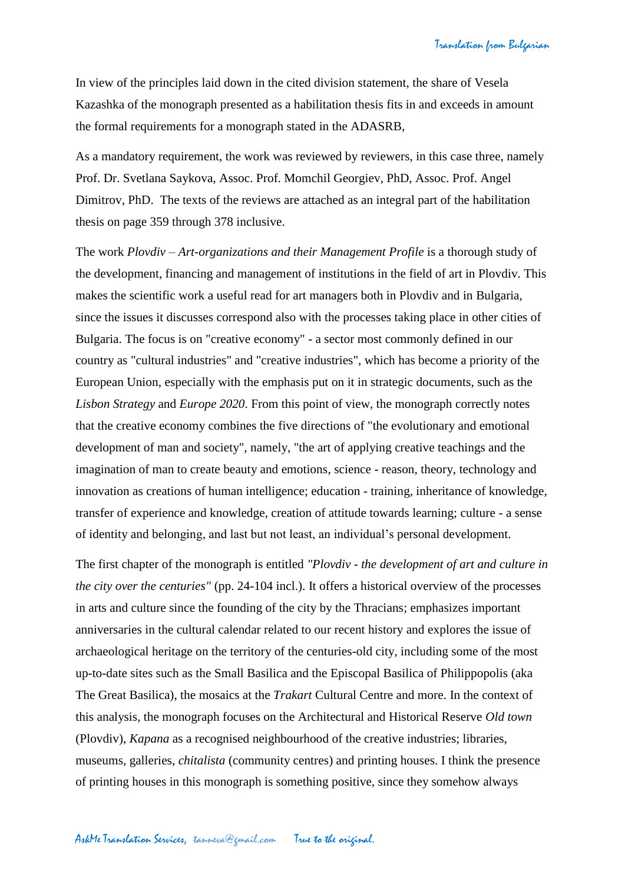In view of the principles laid down in the cited division statement, the share of Vesela Kazashka of the monograph presented as a habilitation thesis fits in and exceeds in amount the formal requirements for a monograph stated in the ADASRB,

As a mandatory requirement, the work was reviewed by reviewers, in this case three, namely Prof. Dr. Svetlana Saykova, Assoc. Prof. Momchil Georgiev, PhD, Assoc. Prof. Angel Dimitrov, PhD.  The texts of the reviews are attached as an integral part of the habilitation thesis on page 359 through 378 inclusive.

The work *Plovdiv – Art-organizations and their Management Profile* is a thorough study of the development, financing and management of institutions in the field of art in Plovdiv. This makes the scientific work a useful read for art managers both in Plovdiv and in Bulgaria, since the issues it discusses correspond also with the processes taking place in other cities of Bulgaria. The focus is on "creative economy" - a sector most commonly defined in our country as "cultural industries" and "creative industries", which has become a priority of the European Union, especially with the emphasis put on it in strategic documents, such as the *Lisbon Strategy* and *Europe 2020*. From this point of view, the monograph correctly notes that the creative economy combines the five directions of "the evolutionary and emotional development of man and society", namely, "the art of applying creative teachings and the imagination of man to create beauty and emotions, science - reason, theory, technology and innovation as creations of human intelligence; education - training, inheritance of knowledge, transfer of experience and knowledge, creation of attitude towards learning; culture - a sense of identity and belonging, and last but not least, an individual's personal development.

The first chapter of the monograph is entitled *"Plovdiv - the development of art and culture in the city over the centuries"* (pp. 24-104 incl.). It offers a historical overview of the processes in arts and culture since the founding of the city by the Thracians; emphasizes important anniversaries in the cultural calendar related to our recent history and explores the issue of archaeological heritage on the territory of the centuries-old city, including some of the most up-to-date sites such as the Small Basilica and the Episcopal Basilica of Philippopolis (aka The Great Basilica), the mosaics at the *Trakart* Cultural Centre and more. In the context of this analysis, the monograph focuses on the Architectural and Historical Reserve *Old town* (Plovdiv), *Kapana* as a recognised neighbourhood of the creative industries; libraries, museums, galleries, *chitalista* (community centres) and printing houses. I think the presence of printing houses in this monograph is something positive, since they somehow always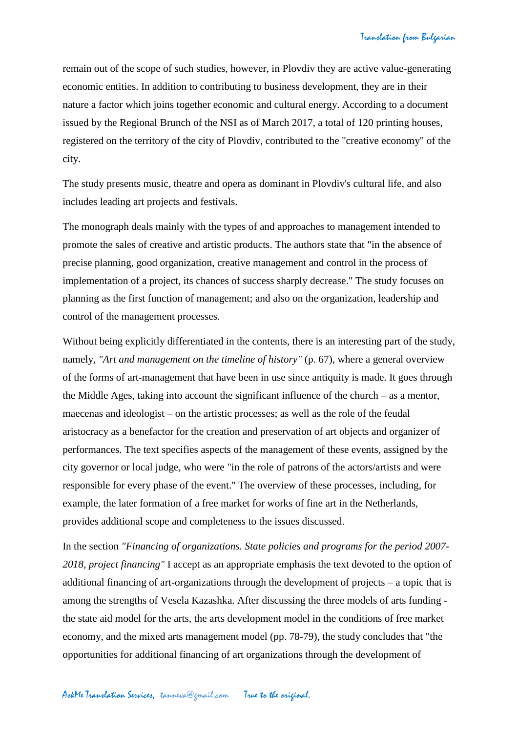remain out of the scope of such studies, however, in Plovdiv they are active value-generating economic entities. In addition to contributing to business development, they are in their nature a factor which joins together economic and cultural energy. According to a document issued by the Regional Brunch of the NSI as of March 2017, a total of 120 printing houses, registered on the territory of the city of Plovdiv, contributed to the "creative economy" of the city.

The study presents music, theatre and opera as dominant in Plovdiv's cultural life, and also includes leading art projects and festivals.

The monograph deals mainly with the types of and approaches to management intended to promote the sales of creative and artistic products. The authors state that "in the absence of precise planning, good organization, creative management and control in the process of implementation of a project, its chances of success sharply decrease." The study focuses on planning as the first function of management; and also on the organization, leadership and control of the management processes.

Without being explicitly differentiated in the contents, there is an interesting part of the study, namely, *"Art and management on the timeline of history"* (p. 67), where a general overview of the forms of art-management that have been in use since antiquity is made. It goes through the Middle Ages, taking into account the significant influence of the church – as a mentor, maecenas and ideologist – on the artistic processes; as well as the role of the feudal aristocracy as a benefactor for the creation and preservation of art objects and organizer of performances. The text specifies aspects of the management of these events, assigned by the city governor or local judge, who were "in the role of patrons of the actors/artists and were responsible for every phase of the event." The overview of these processes, including, for example, the later formation of a free market for works of fine art in the Netherlands, provides additional scope and completeness to the issues discussed.

In the section *"Financing of organizations. State policies and programs for the period 2007-2018, project financing"* I accept as an appropriate emphasis the text devoted to the option of additional financing of art-organizations through the development of projects – a topic that is among the strengths of Vesela Kazashka. After discussing the three models of arts funding - the state aid model for the arts, the arts development model in the conditions of free market economy, and the mixed arts management model (pp. 78-79), the study concludes that "the opportunities for additional financing of art organizations through the development of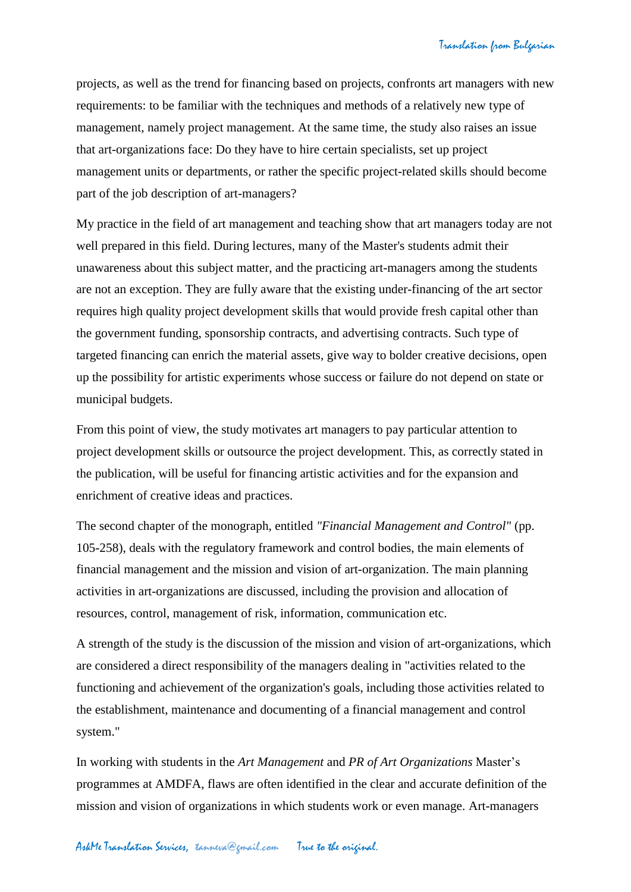projects, as well as the trend for financing based on projects, confronts art managers with new requirements: to be familiar with the techniques and methods of a relatively new type of management, namely project management. At the same time, the study also raises an issue that art-organizations face: Do they have to hire certain specialists, set up project management units or departments, or rather the specific project-related skills should become part of the job description of art-managers?

My practice in the field of art management and teaching show that art managers today are not well prepared in this field. During lectures, many of the Master's students admit their unawareness about this subject matter, and the practicing art-managers among the students are not an exception. They are fully aware that the existing under-financing of the art sector requires high quality project development skills that would provide fresh capital other than the government funding, sponsorship contracts, and advertising contracts. Such type of targeted financing can enrich the material assets, give way to bolder creative decisions, open up the possibility for artistic experiments whose success or failure do not depend on state or municipal budgets.

From this point of view, the study motivates art managers to pay particular attention to project development skills or outsource the project development. This, as correctly stated in the publication, will be useful for financing artistic activities and for the expansion and enrichment of creative ideas and practices.

The second chapter of the monograph, entitled *"Financial Management and Control"* (pp. 105-258), deals with the regulatory framework and control bodies, the main elements of financial management and the mission and vision of art-organization. The main planning activities in art-organizations are discussed, including the provision and allocation of resources, control, management of risk, information, communication etc.

A strength of the study is the discussion of the mission and vision of art-organizations, which are considered a direct responsibility of the managers dealing in "activities related to the functioning and achievement of the organization's goals, including those activities related to the establishment, maintenance and documenting of a financial management and control system."

In working with students in the *Art Management* and *PR of Art Organizations* Master's programmes at AMDFA, flaws are often identified in the clear and accurate definition of the mission and vision of organizations in which students work or even manage. Art-managers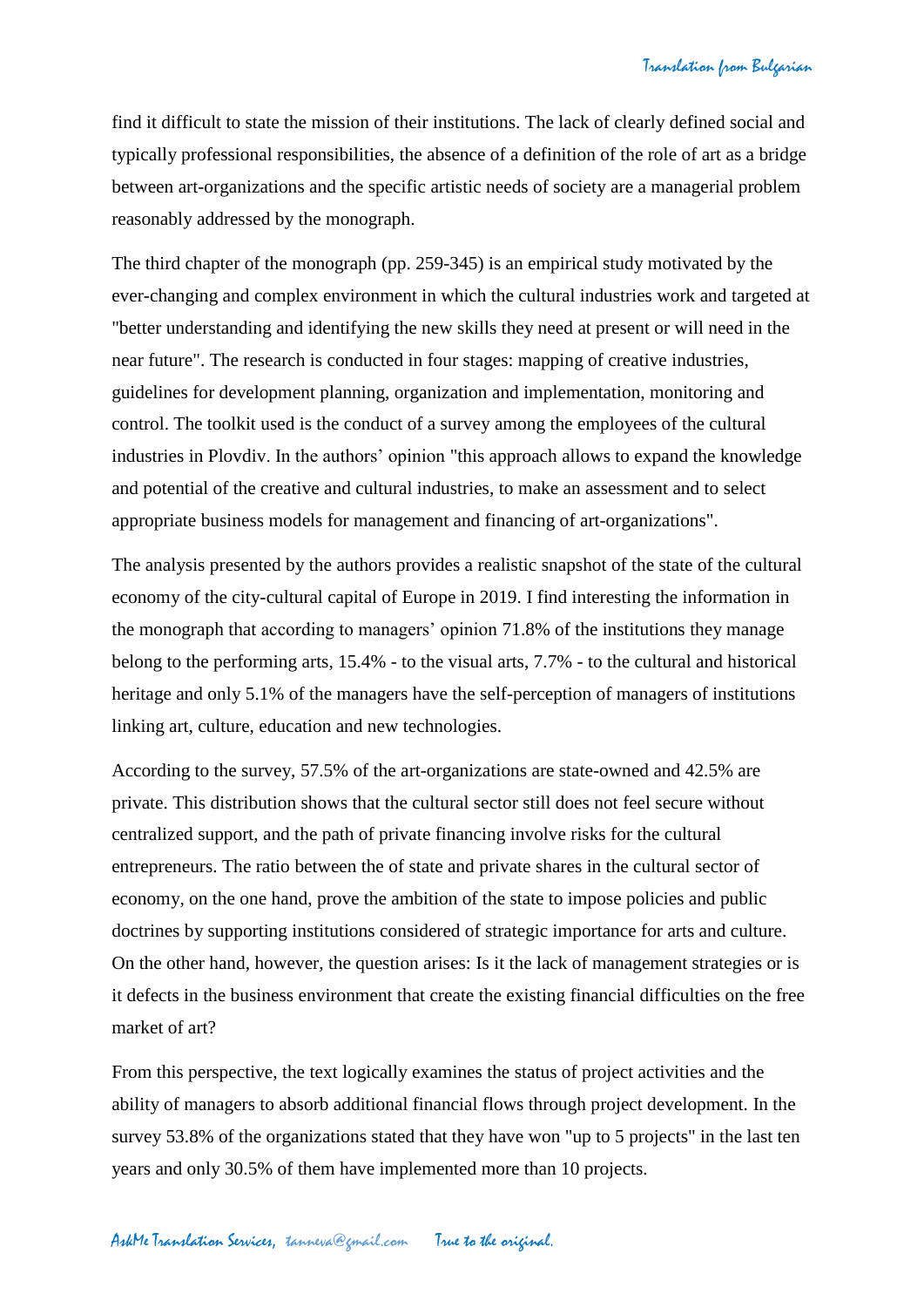find it difficult to state the mission of their institutions. The lack of clearly defined social and typically professional responsibilities, the absence of a definition of the role of art as a bridge between art-organizations and the specific artistic needs of society are a managerial problem reasonably addressed by the monograph.

The third chapter of the monograph (pp. 259-345) is an empirical study motivated by the ever-changing and complex environment in which the cultural industries work and targeted at "better understanding and identifying the new skills they need at present or will need in the near future". The research is conducted in four stages: mapping of creative industries, guidelines for development planning, organization and implementation, monitoring and control. The toolkit used is the conduct of a survey among the employees of the cultural industries in Plovdiv. In the authors' opinion "this approach allows to expand the knowledge and potential of the creative and cultural industries, to make an assessment and to select appropriate business models for management and financing of art-organizations".

The analysis presented by the authors provides a realistic snapshot of the state of the cultural economy of the city-cultural capital of Europe in 2019. I find interesting the information in the monograph that according to managers' opinion 71.8% of the institutions they manage belong to the performing arts, 15.4% - to the visual arts, 7.7% - to the cultural and historical heritage and only 5.1% of the managers have the self-perception of managers of institutions linking art, culture, education and new technologies.

According to the survey, 57.5% of the art-organizations are state-owned and 42.5% are private. This distribution shows that the cultural sector still does not feel secure without centralized support, and the path of private financing involve risks for the cultural entrepreneurs. The ratio between the of state and private shares in the cultural sector of economy, on the one hand, prove the ambition of the state to impose policies and public doctrines by supporting institutions considered of strategic importance for arts and culture. On the other hand, however, the question arises: Is it the lack of management strategies or is it defects in the business environment that create the existing financial difficulties on the free market of art?

From this perspective, the text logically examines the status of project activities and the ability of managers to absorb additional financial flows through project development. In the survey 53.8% of the organizations stated that they have won "up to 5 projects" in the last ten years and only 30.5% of them have implemented more than 10 projects.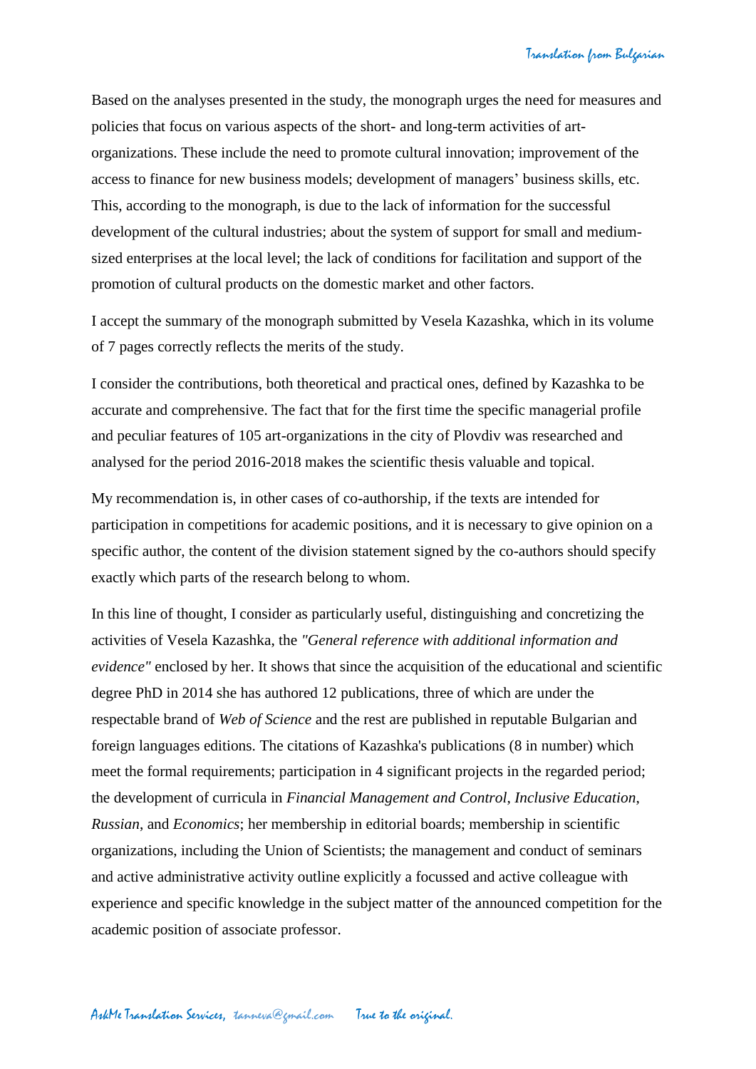Based on the analyses presented in the study, the monograph urges the need for measures and policies that focus on various aspects of the short- and long-term activities of art-organizations. These include the need to promote cultural innovation; improvement of the access to finance for new business models; development of managers' business skills, etc. This, according to the monograph, is due to the lack of information for the successful development of the cultural industries; about the system of support for small and medium-sized enterprises at the local level; the lack of conditions for facilitation and support of the promotion of cultural products on the domestic market and other factors.

I accept the summary of the monograph submitted by Vesela Kazashka, which in its volume of 7 pages correctly reflects the merits of the study.

I consider the contributions, both theoretical and practical ones, defined by Kazashka to be accurate and comprehensive. The fact that for the first time the specific managerial profile and peculiar features of 105 art-organizations in the city of Plovdiv was researched and analysed for the period 2016-2018 makes the scientific thesis valuable and topical.

My recommendation is, in other cases of co-authorship, if the texts are intended for participation in competitions for academic positions, and it is necessary to give opinion on a specific author, the content of the division statement signed by the co-authors should specify exactly which parts of the research belong to whom.

In this line of thought, I consider as particularly useful, distinguishing and concretizing the activities of Vesela Kazashka, the *"General reference with additional information and evidence"* enclosed by her. It shows that since the acquisition of the educational and scientific degree PhD in 2014 she has authored 12 publications, three of which are under the respectable brand of *Web of Science* and the rest are published in reputable Bulgarian and foreign languages editions. The citations of Kazashka's publications (8 in number) which meet the formal requirements; participation in 4 significant projects in the regarded period; the development of curricula in *Financial Management and Control*, *Inclusive Education*, *Russian*, and *Economics*; her membership in editorial boards; membership in scientific organizations, including the Union of Scientists; the management and conduct of seminars and active administrative activity outline explicitly a focussed and active colleague with experience and specific knowledge in the subject matter of the announced competition for the academic position of associate professor.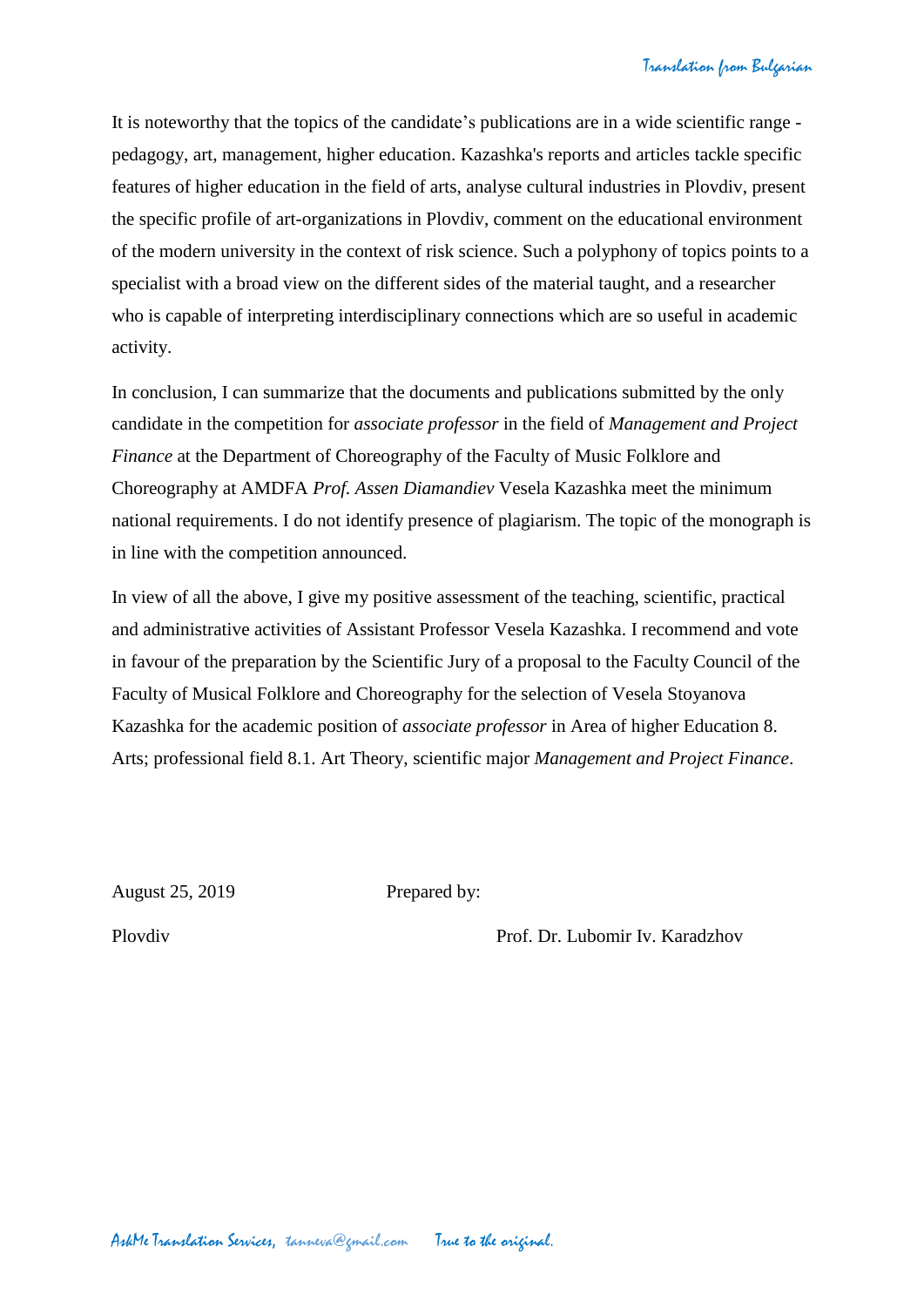It is noteworthy that the topics of the candidate's publications are in a wide scientific range - pedagogy, art, management, higher education. Kazashka's reports and articles tackle specific features of higher education in the field of arts, analyse cultural industries in Plovdiv, present the specific profile of art-organizations in Plovdiv, comment on the educational environment of the modern university in the context of risk science. Such a polyphony of topics points to a specialist with a broad view on the different sides of the material taught, and a researcher who is capable of interpreting interdisciplinary connections which are so useful in academic activity.

In conclusion, I can summarize that the documents and publications submitted by the only candidate in the competition for *associate professor* in the field of *Management and Project Finance* at the Department of Choreography of the Faculty of Music Folklore and Choreography at AMDFA *Prof. Assen Diamandiev* Vesela Kazashka meet the minimum national requirements. I do not identify presence of plagiarism. The topic of the monograph is in line with the competition announced.

In view of all the above, I give my positive assessment of the teaching, scientific, practical and administrative activities of Assistant Professor Vesela Kazashka. I recommend and vote in favour of the preparation by the Scientific Jury of a proposal to the Faculty Council of the Faculty of Musical Folklore and Choreography for the selection of Vesela Stoyanova Kazashka for the academic position of *associate professor* in Area of higher Education 8. Arts; professional field 8.1. Art Theory, scientific major *Management and Project Finance*.

August 25, 2019 Prepared by:

Plovdiv Prof. Dr. Lubomir Iv. Karadzhov